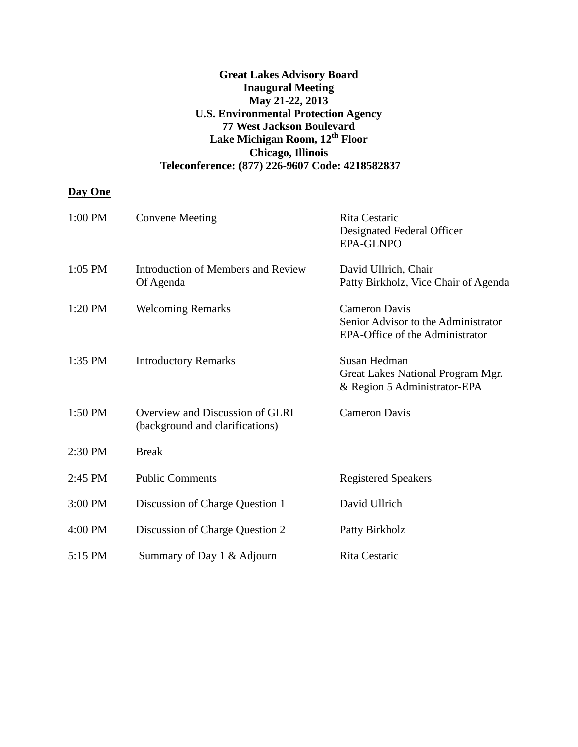**Great Lakes Advisory Board**
**Inaugural Meeting**
**May 21-22, 2013**
**U.S. Environmental Protection Agency**
**77 West Jackson Boulevard**
**Lake Michigan Room, 12th Floor**
**Chicago, Illinois**
**Teleconference: (877) 226-9607 Code: 4218582837**

## Day One

| | | |
|---|---|---|
| 1:00 PM | Convene Meeting | Rita Cestaric<br>Designated Federal Officer<br>EPA-GLNPO |
| 1:05 PM | Introduction of Members and Review Of Agenda | David Ullrich, Chair<br>Patty Birkholz, Vice Chair of Agenda |
| 1:20 PM | Welcoming Remarks | Cameron Davis<br>Senior Advisor to the Administrator<br>EPA-Office of the Administrator |
| 1:35 PM | Introductory Remarks | Susan Hedman<br>Great Lakes National Program Mgr.<br>& Region 5 Administrator-EPA |
| 1:50 PM | Overview and Discussion of GLRI (background and clarifications) | Cameron Davis |
| 2:30 PM | Break | |
| 2:45 PM | Public Comments | Registered Speakers |
| 3:00 PM | Discussion of Charge Question 1 | David Ullrich |
| 4:00 PM | Discussion of Charge Question 2 | Patty Birkholz |
| 5:15 PM | Summary of Day 1 & Adjourn | Rita Cestaric |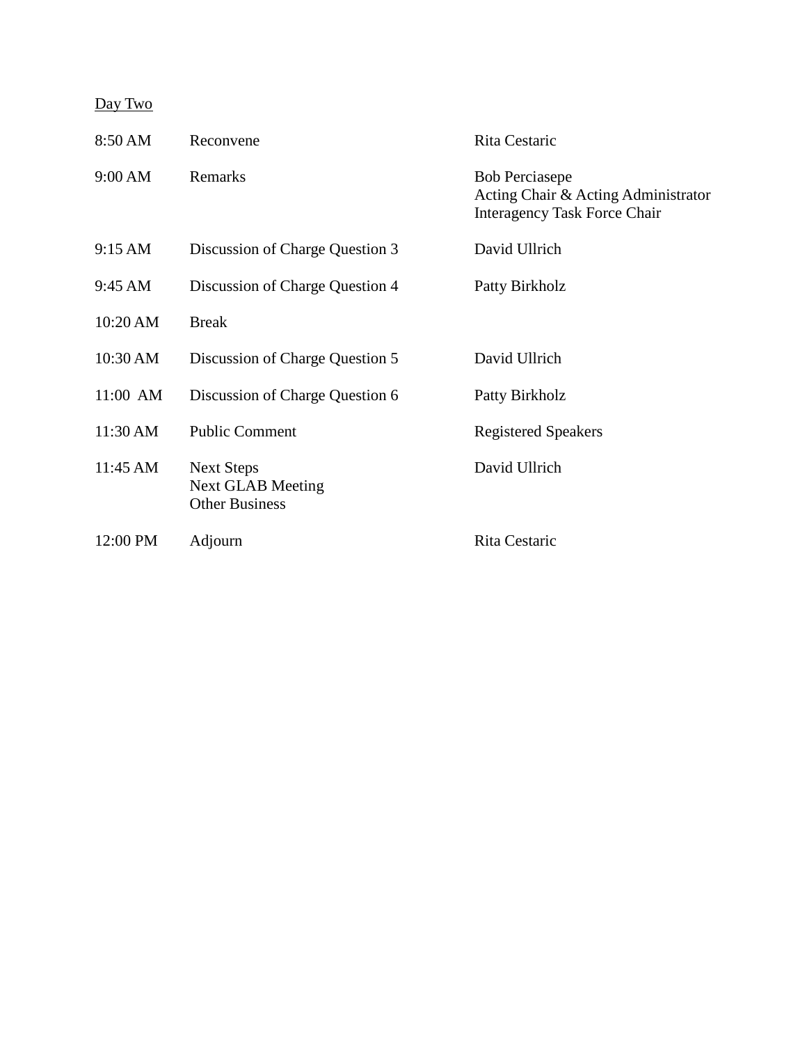<u>Day Two</u>

| | | |
|---|---|---|
| 8:50 AM | Reconvene | Rita Cestaric |
| 9:00 AM | Remarks | Bob Perciasepe<br>Acting Chair & Acting Administrator<br>Interagency Task Force Chair |
| 9:15 AM | Discussion of Charge Question 3 | David Ullrich |
| 9:45 AM | Discussion of Charge Question 4 | Patty Birkholz |
| 10:20 AM | Break | |
| 10:30 AM | Discussion of Charge Question 5 | David Ullrich |
| 11:00 AM | Discussion of Charge Question 6 | Patty Birkholz |
| 11:30 AM | Public Comment | Registered Speakers |
| 11:45 AM | Next Steps<br>Next GLAB Meeting<br>Other Business | David Ullrich |
| 12:00 PM | Adjourn | Rita Cestaric |